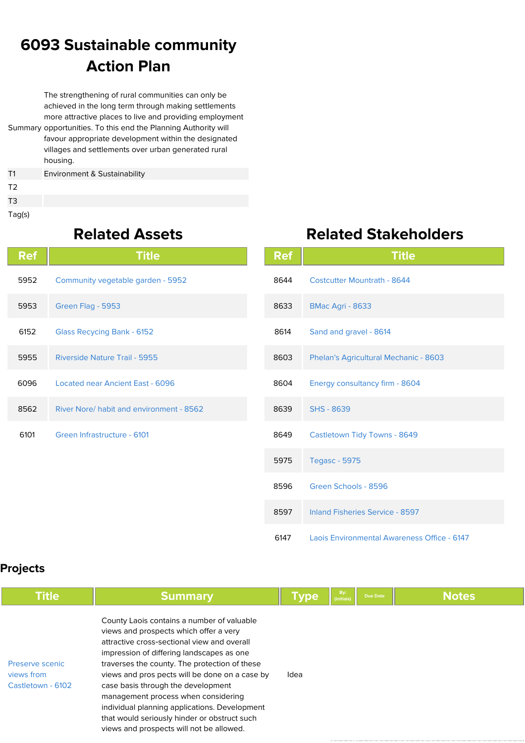# 6093 Sustainable community Action Plan

| | |
|---|---|
| Summary | The strengthening of rural communities can only be achieved in the long term through making settlements more attractive places to live and providing employment opportunities. To this end the Planning Authority will favour appropriate development within the designated villages and settlements over urban generated rural housing. |
| T1 | Environment & Sustainability |
| T2 | |
| T3 | |
| Tag(s) | |

## Related Assets

| Ref | Title |
|---|---|
| 5952 | Community vegetable garden - 5952 |
| 5953 | Green Flag - 5953 |
| 6152 | Glass Recycing Bank - 6152 |
| 5955 | Riverside Nature Trail - 5955 |
| 6096 | Located near Ancient East - 6096 |
| 8562 | River Nore/ habit and environment - 8562 |
| 6101 | Green Infrastructure - 6101 |

## Related Stakeholders

| Ref | Title |
|---|---|
| 8644 | Costcutter Mountrath - 8644 |
| 8633 | BMac Agri - 8633 |
| 8614 | Sand and gravel - 8614 |
| 8603 | Phelan's Agricultural Mechanic - 8603 |
| 8604 | Energy consultancy firm - 8604 |
| 8639 | SHS - 8639 |
| 8649 | Castletown Tidy Towns - 8649 |
| 5975 | Tegasc - 5975 |
| 8596 | Green Schools - 8596 |
| 8597 | Inland Fisheries Service - 8597 |
| 6147 | Laois Environmental Awareness Office - 6147 |

## Projects

| Title | Summary | Type | By: (initials) | Due Date | Notes |
|---|---|---|---|---|---|
| Preserve scenic views from Castletown - 6102 | County Laois contains a number of valuable views and prospects which offer a very attractive cross-sectional view and overall impression of differing landscapes as one traverses the county. The protection of these views and pros pects will be done on a case by case basis through the development management process when considering individual planning applications. Development that would seriously hinder or obstruct such views and prospects will not be allowed. | Idea | | | |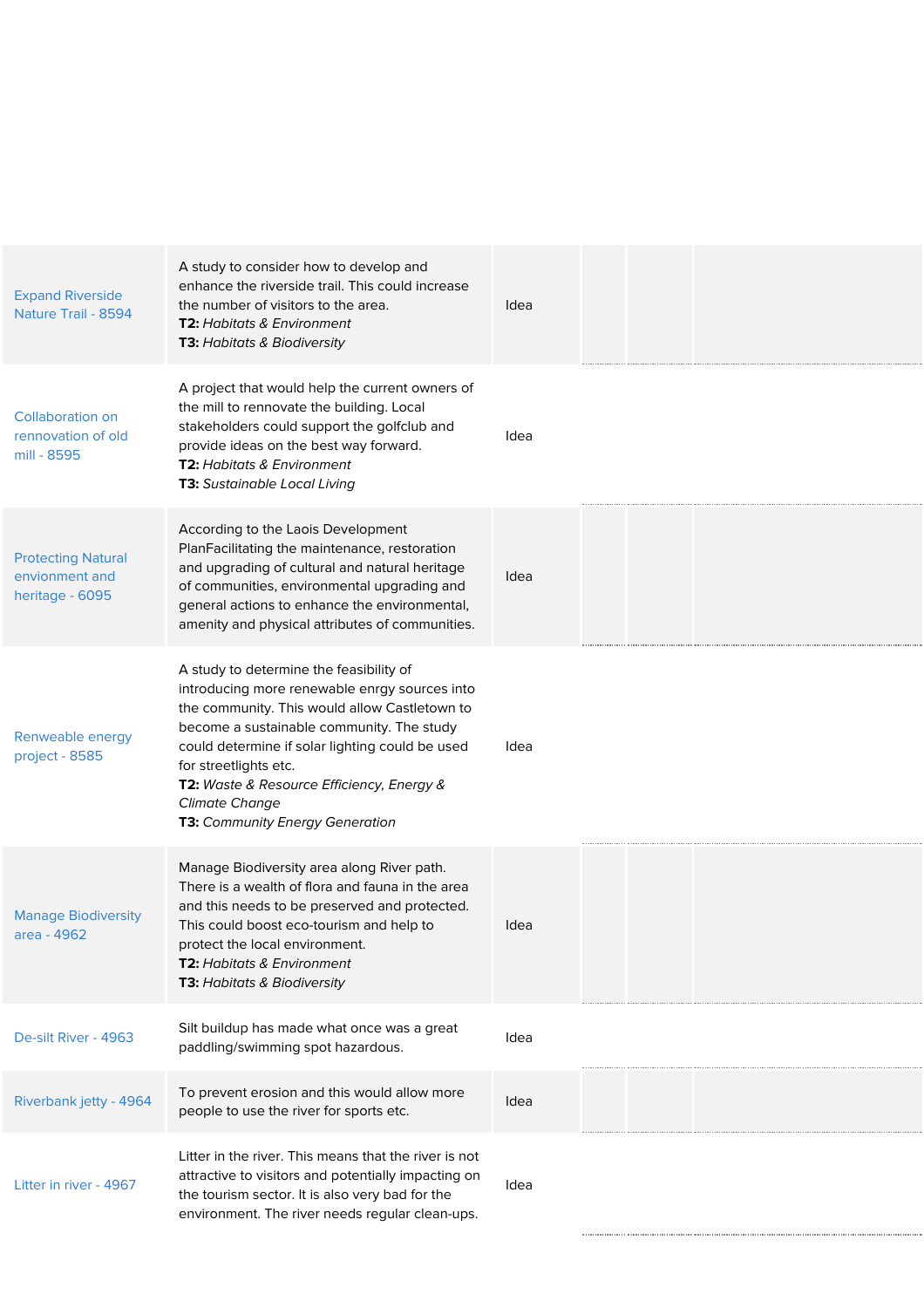| | | | | | |
|---|---|---|---|---|---|
| Expand Riverside Nature Trail - 8594 | A study to consider how to develop and enhance the riverside trail. This could increase the number of visitors to the area.<br>**T2:** *Habitats & Environment*<br>**T3:** *Habitats & Biodiversity* | Idea | | | |
| Collaboration on rennovation of old mill - 8595 | A project that would help the current owners of the mill to rennovate the building. Local stakeholders could support the golfclub and provide ideas on the best way forward.<br>**T2:** *Habitats & Environment*<br>**T3:** *Sustainable Local Living* | Idea | | | |
| Protecting Natural envionment and heritage - 6095 | According to the Laois Development PlanFacilitating the maintenance, restoration and upgrading of cultural and natural heritage of communities, environmental upgrading and general actions to enhance the environmental, amenity and physical attributes of communities. | Idea | | | |
| Renweable energy project - 8585 | A study to determine the feasibility of introducing more renewable enrgy sources into the community. This would allow Castletown to become a sustainable community. The study could determine if solar lighting could be used for streetlights etc.<br>**T2:** *Waste & Resource Efficiency, Energy & Climate Change*<br>**T3:** *Community Energy Generation* | Idea | | | |
| Manage Biodiversity area - 4962 | Manage Biodiversity area along River path. There is a wealth of flora and fauna in the area and this needs to be preserved and protected. This could boost eco-tourism and help to protect the local environment.<br>**T2:** *Habitats & Environment*<br>**T3:** *Habitats & Biodiversity* | Idea | | | |
| De-silt River - 4963 | Silt buildup has made what once was a great paddling/swimming spot hazardous. | Idea | | | |
| Riverbank jetty - 4964 | To prevent erosion and this would allow more people to use the river for sports etc. | Idea | | | |
| Litter in river - 4967 | Litter in the river. This means that the river is not attractive to visitors and potentially impacting on the tourism sector. It is also very bad for the environment. The river needs regular clean-ups. | Idea | | | |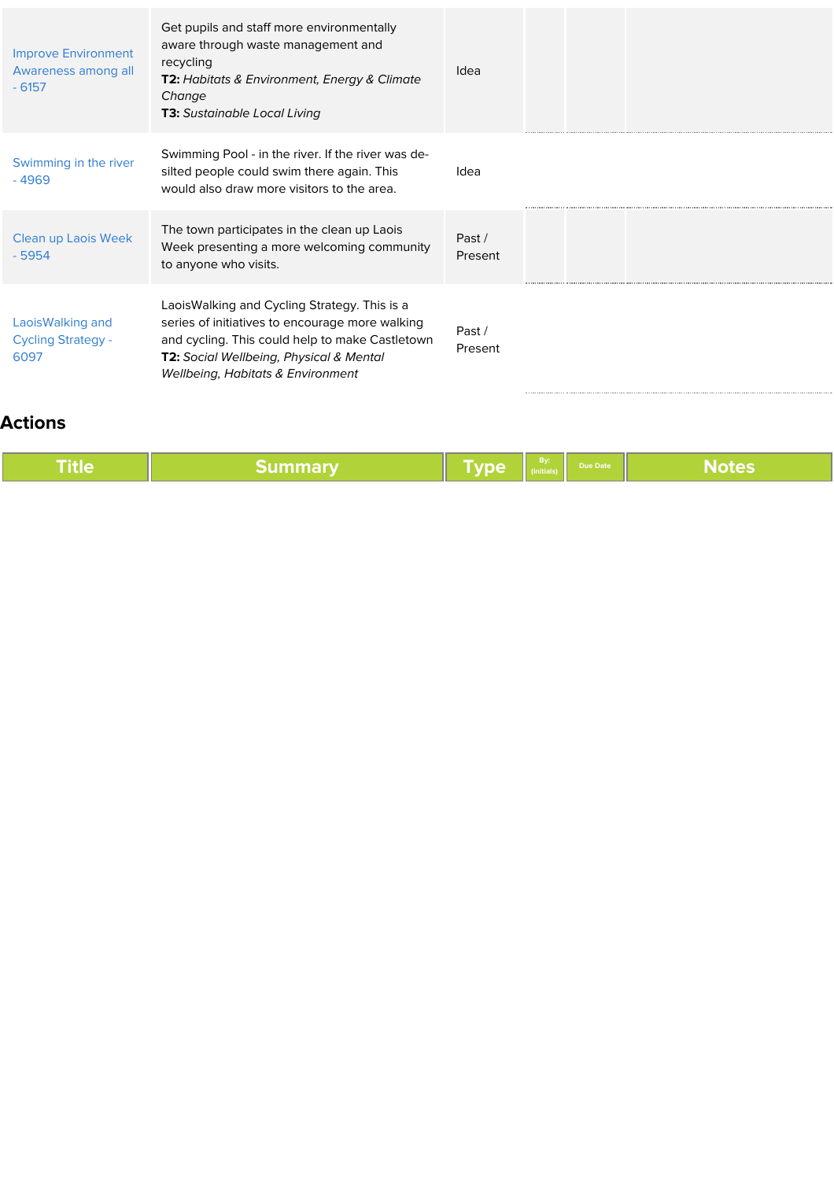| | | | | | |
|---|---|---|---|---|---|
| Improve Environment Awareness among all - 6157 | Get pupils and staff more environmentally aware through waste management and recycling<br>**T2:** *Habitats & Environment, Energy & Climate Change*<br>**T3:** *Sustainable Local Living* | Idea | | | |
| Swimming in the river - 4969 | Swimming Pool - in the river. If the river was de-silted people could swim there again. This would also draw more visitors to the area. | Idea | | | |
| Clean up Laois Week - 5954 | The town participates in the clean up Laois Week presenting a more welcoming community to anyone who visits. | Past / Present | | | |
| LaoisWalking and Cycling Strategy - 6097 | LaoisWalking and Cycling Strategy. This is a series of initiatives to encourage more walking and cycling. This could help to make Castletown<br>**T2:** *Social Wellbeing, Physical & Mental Wellbeing, Habitats & Environment* | Past / Present | | | |

## Actions

| Title | Summary | Type | By: (initials) | Due Date | Notes |
|---|---|---|---|---|---|